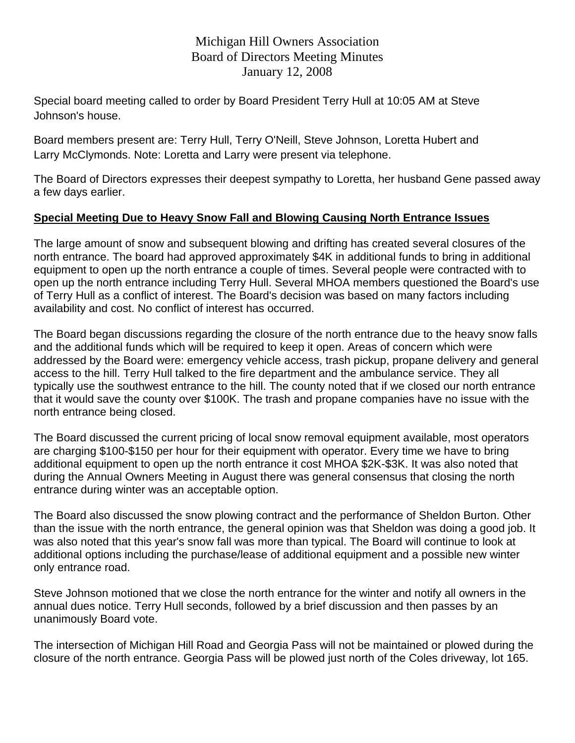# Michigan Hill Owners Association
## Board of Directors Meeting Minutes
### January 12, 2008

Special board meeting called to order by Board President Terry Hull at 10:05 AM at Steve Johnson's house.

Board members present are: Terry Hull, Terry O'Neill, Steve Johnson, Loretta Hubert and Larry McClymonds. Note: Loretta and Larry were present via telephone.

The Board of Directors expresses their deepest sympathy to Loretta, her husband Gene passed away a few days earlier.

**Special Meeting Due to Heavy Snow Fall and Blowing Causing North Entrance Issues**

The large amount of snow and subsequent blowing and drifting has created several closures of the north entrance. The board had approved approximately $4K in additional funds to bring in additional equipment to open up the north entrance a couple of times. Several people were contracted with to open up the north entrance including Terry Hull. Several MHOA members questioned the Board's use of Terry Hull as a conflict of interest. The Board's decision was based on many factors including availability and cost. No conflict of interest has occurred.

The Board began discussions regarding the closure of the north entrance due to the heavy snow falls and the additional funds which will be required to keep it open. Areas of concern which were addressed by the Board were: emergency vehicle access, trash pickup, propane delivery and general access to the hill. Terry Hull talked to the fire department and the ambulance service. They all typically use the southwest entrance to the hill. The county noted that if we closed our north entrance that it would save the county over $100K. The trash and propane companies have no issue with the north entrance being closed.

The Board discussed the current pricing of local snow removal equipment available, most operators are charging $100-$150 per hour for their equipment with operator. Every time we have to bring additional equipment to open up the north entrance it cost MHOA $2K-$3K. It was also noted that during the Annual Owners Meeting in August there was general consensus that closing the north entrance during winter was an acceptable option.

The Board also discussed the snow plowing contract and the performance of Sheldon Burton. Other than the issue with the north entrance, the general opinion was that Sheldon was doing a good job. It was also noted that this year's snow fall was more than typical. The Board will continue to look at additional options including the purchase/lease of additional equipment and a possible new winter only entrance road.

Steve Johnson motioned that we close the north entrance for the winter and notify all owners in the annual dues notice. Terry Hull seconds, followed by a brief discussion and then passes by an unanimously Board vote.

The intersection of Michigan Hill Road and Georgia Pass will not be maintained or plowed during the closure of the north entrance. Georgia Pass will be plowed just north of the Coles driveway, lot 165.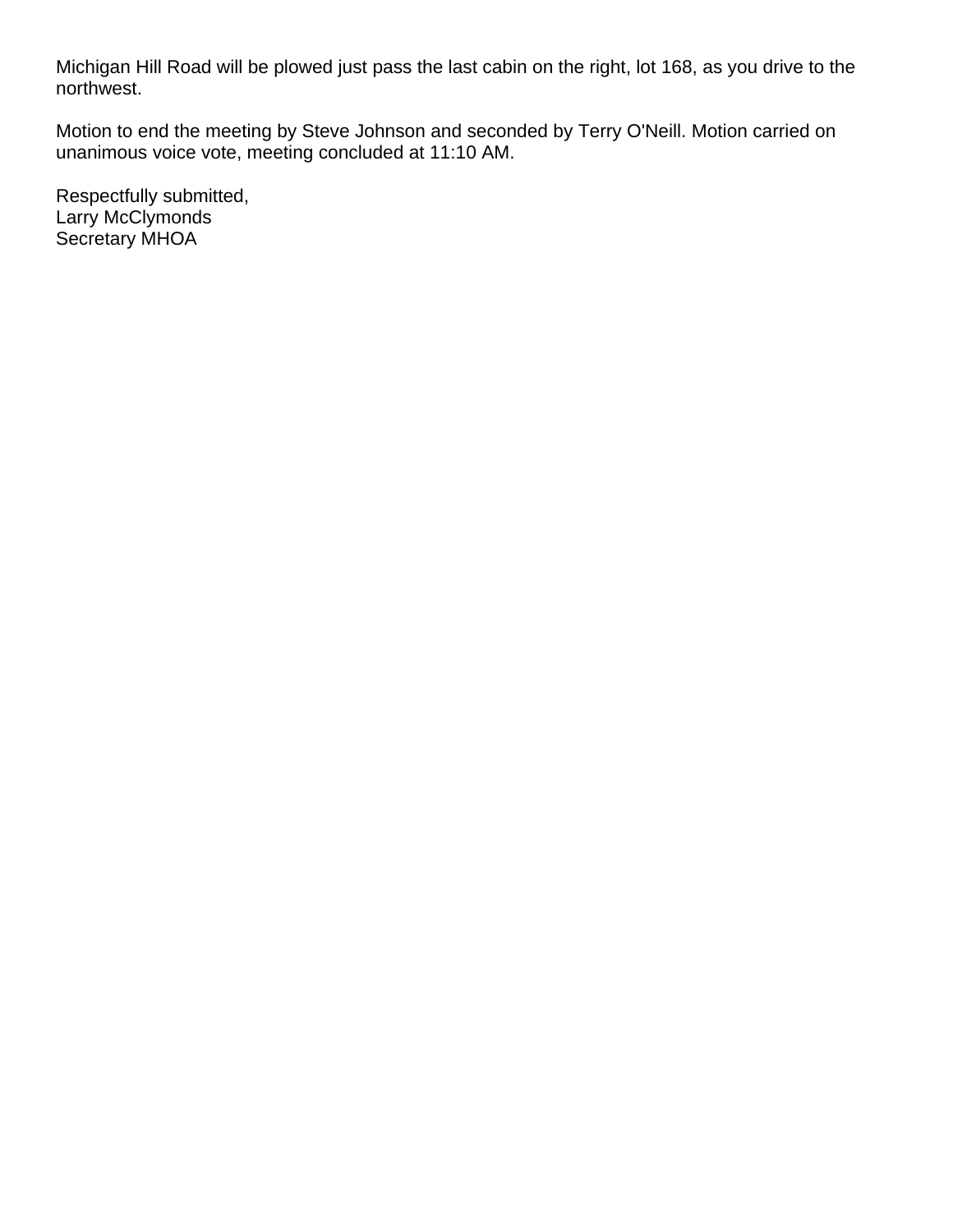Michigan Hill Road will be plowed just pass the last cabin on the right, lot 168, as you drive to the northwest.

Motion to end the meeting by Steve Johnson and seconded by Terry O'Neill. Motion carried on unanimous voice vote, meeting concluded at 11:10 AM.

Respectfully submitted,  
Larry McClymonds  
Secretary MHOA